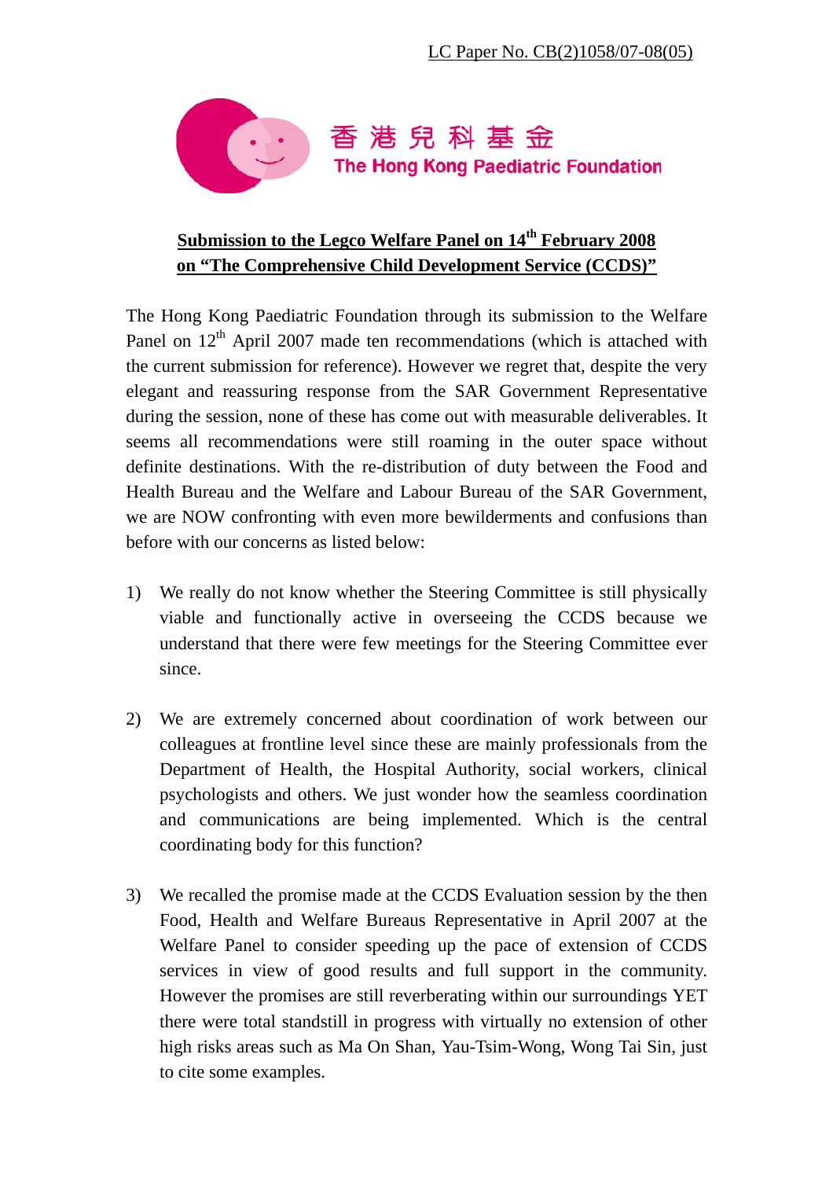LC Paper No. CB(2)1058/07-08(05)

香港兒科基金
The Hong Kong Paediatric Foundation

**Submission to the Legco Welfare Panel on 14th February 2008 on "The Comprehensive Child Development Service (CCDS)"**

The Hong Kong Paediatric Foundation through its submission to the Welfare Panel on 12th April 2007 made ten recommendations (which is attached with the current submission for reference). However we regret that, despite the very elegant and reassuring response from the SAR Government Representative during the session, none of these has come out with measurable deliverables. It seems all recommendations were still roaming in the outer space without definite destinations. With the re-distribution of duty between the Food and Health Bureau and the Welfare and Labour Bureau of the SAR Government, we are NOW confronting with even more bewilderments and confusions than before with our concerns as listed below:

1) We really do not know whether the Steering Committee is still physically viable and functionally active in overseeing the CCDS because we understand that there were few meetings for the Steering Committee ever since.

2) We are extremely concerned about coordination of work between our colleagues at frontline level since these are mainly professionals from the Department of Health, the Hospital Authority, social workers, clinical psychologists and others. We just wonder how the seamless coordination and communications are being implemented. Which is the central coordinating body for this function?

3) We recalled the promise made at the CCDS Evaluation session by the then Food, Health and Welfare Bureaus Representative in April 2007 at the Welfare Panel to consider speeding up the pace of extension of CCDS services in view of good results and full support in the community. However the promises are still reverberating within our surroundings YET there were total standstill in progress with virtually no extension of other high risks areas such as Ma On Shan, Yau-Tsim-Wong, Wong Tai Sin, just to cite some examples.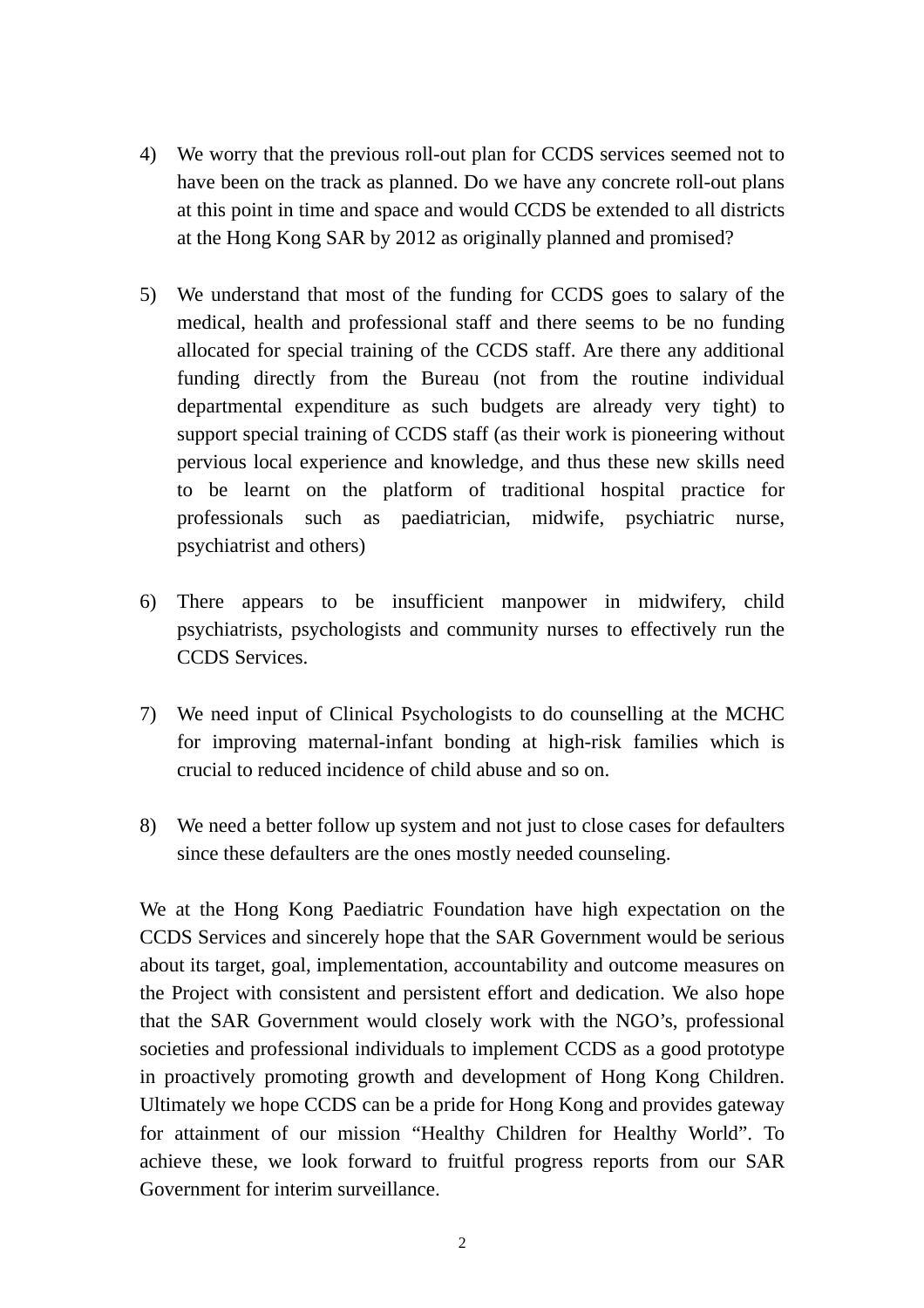4) We worry that the previous roll-out plan for CCDS services seemed not to have been on the track as planned. Do we have any concrete roll-out plans at this point in time and space and would CCDS be extended to all districts at the Hong Kong SAR by 2012 as originally planned and promised?

5) We understand that most of the funding for CCDS goes to salary of the medical, health and professional staff and there seems to be no funding allocated for special training of the CCDS staff. Are there any additional funding directly from the Bureau (not from the routine individual departmental expenditure as such budgets are already very tight) to support special training of CCDS staff (as their work is pioneering without pervious local experience and knowledge, and thus these new skills need to be learnt on the platform of traditional hospital practice for professionals such as paediatrician, midwife, psychiatric nurse, psychiatrist and others)

6) There appears to be insufficient manpower in midwifery, child psychiatrists, psychologists and community nurses to effectively run the CCDS Services.

7) We need input of Clinical Psychologists to do counselling at the MCHC for improving maternal-infant bonding at high-risk families which is crucial to reduced incidence of child abuse and so on.

8) We need a better follow up system and not just to close cases for defaulters since these defaulters are the ones mostly needed counseling.

We at the Hong Kong Paediatric Foundation have high expectation on the CCDS Services and sincerely hope that the SAR Government would be serious about its target, goal, implementation, accountability and outcome measures on the Project with consistent and persistent effort and dedication. We also hope that the SAR Government would closely work with the NGO's, professional societies and professional individuals to implement CCDS as a good prototype in proactively promoting growth and development of Hong Kong Children. Ultimately we hope CCDS can be a pride for Hong Kong and provides gateway for attainment of our mission "Healthy Children for Healthy World". To achieve these, we look forward to fruitful progress reports from our SAR Government for interim surveillance.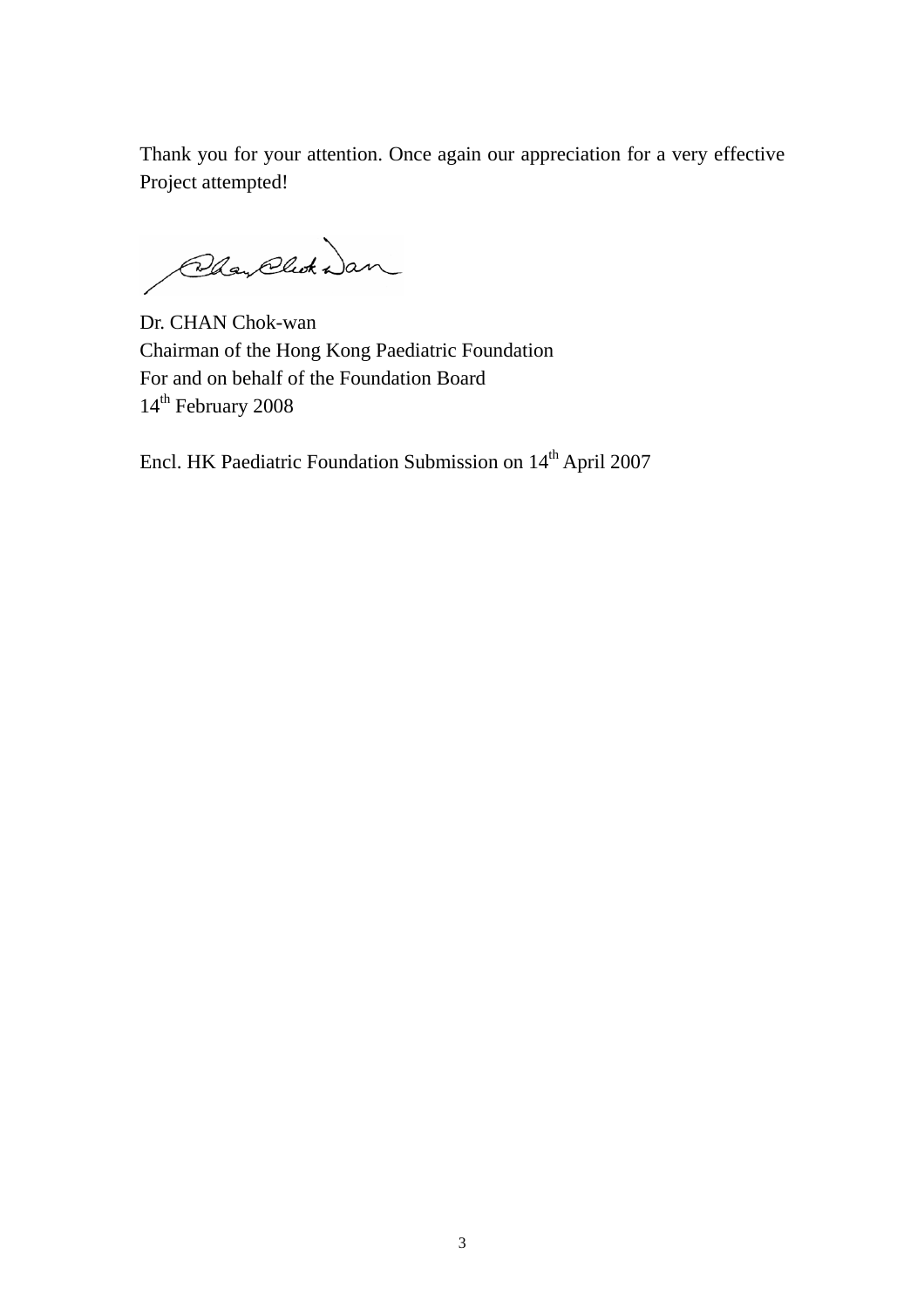Thank you for your attention. Once again our appreciation for a very effective Project attempted!

Dr. CHAN Chok-wan
Chairman of the Hong Kong Paediatric Foundation
For and on behalf of the Foundation Board
14th February 2008

Encl. HK Paediatric Foundation Submission on 14th April 2007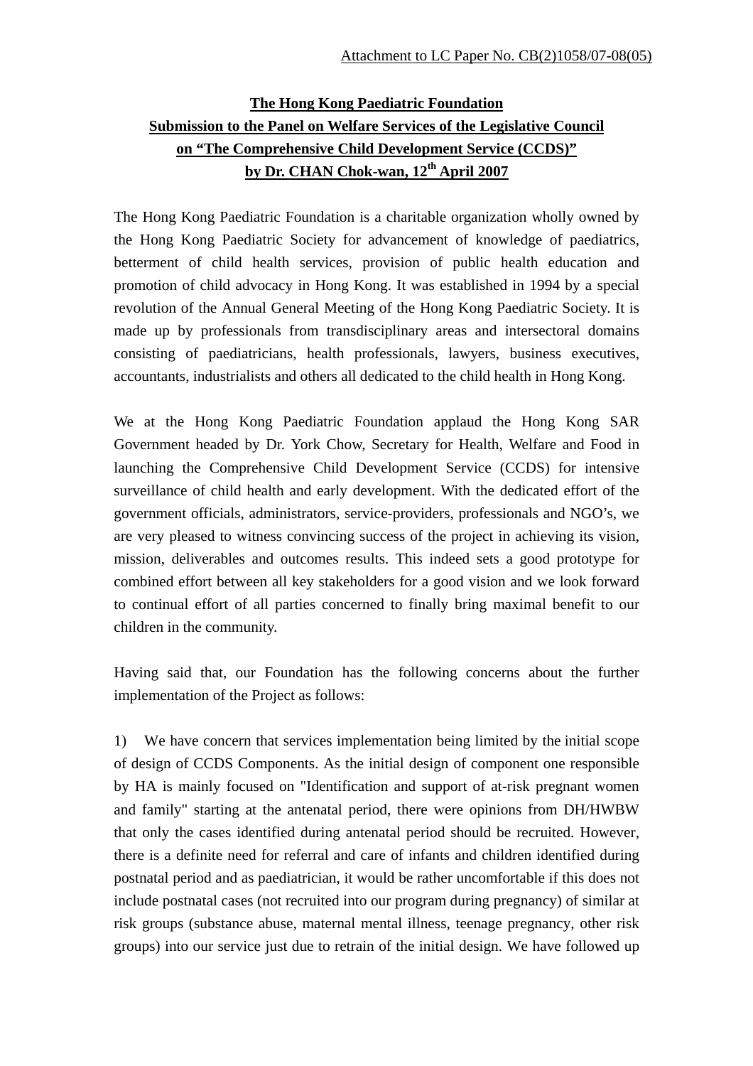Attachment to LC Paper No. CB(2)1058/07-08(05)

**The Hong Kong Paediatric Foundation**
**Submission to the Panel on Welfare Services of the Legislative Council**
**on "The Comprehensive Child Development Service (CCDS)"**
**by Dr. CHAN Chok-wan, 12th April 2007**

The Hong Kong Paediatric Foundation is a charitable organization wholly owned by the Hong Kong Paediatric Society for advancement of knowledge of paediatrics, betterment of child health services, provision of public health education and promotion of child advocacy in Hong Kong. It was established in 1994 by a special revolution of the Annual General Meeting of the Hong Kong Paediatric Society. It is made up by professionals from transdisciplinary areas and intersectoral domains consisting of paediatricians, health professionals, lawyers, business executives, accountants, industrialists and others all dedicated to the child health in Hong Kong.

We at the Hong Kong Paediatric Foundation applaud the Hong Kong SAR Government headed by Dr. York Chow, Secretary for Health, Welfare and Food in launching the Comprehensive Child Development Service (CCDS) for intensive surveillance of child health and early development. With the dedicated effort of the government officials, administrators, service-providers, professionals and NGO's, we are very pleased to witness convincing success of the project in achieving its vision, mission, deliverables and outcomes results. This indeed sets a good prototype for combined effort between all key stakeholders for a good vision and we look forward to continual effort of all parties concerned to finally bring maximal benefit to our children in the community.

Having said that, our Foundation has the following concerns about the further implementation of the Project as follows:

1) We have concern that services implementation being limited by the initial scope of design of CCDS Components. As the initial design of component one responsible by HA is mainly focused on "Identification and support of at-risk pregnant women and family" starting at the antenatal period, there were opinions from DH/HWBW that only the cases identified during antenatal period should be recruited. However, there is a definite need for referral and care of infants and children identified during postnatal period and as paediatrician, it would be rather uncomfortable if this does not include postnatal cases (not recruited into our program during pregnancy) of similar at risk groups (substance abuse, maternal mental illness, teenage pregnancy, other risk groups) into our service just due to retrain of the initial design. We have followed up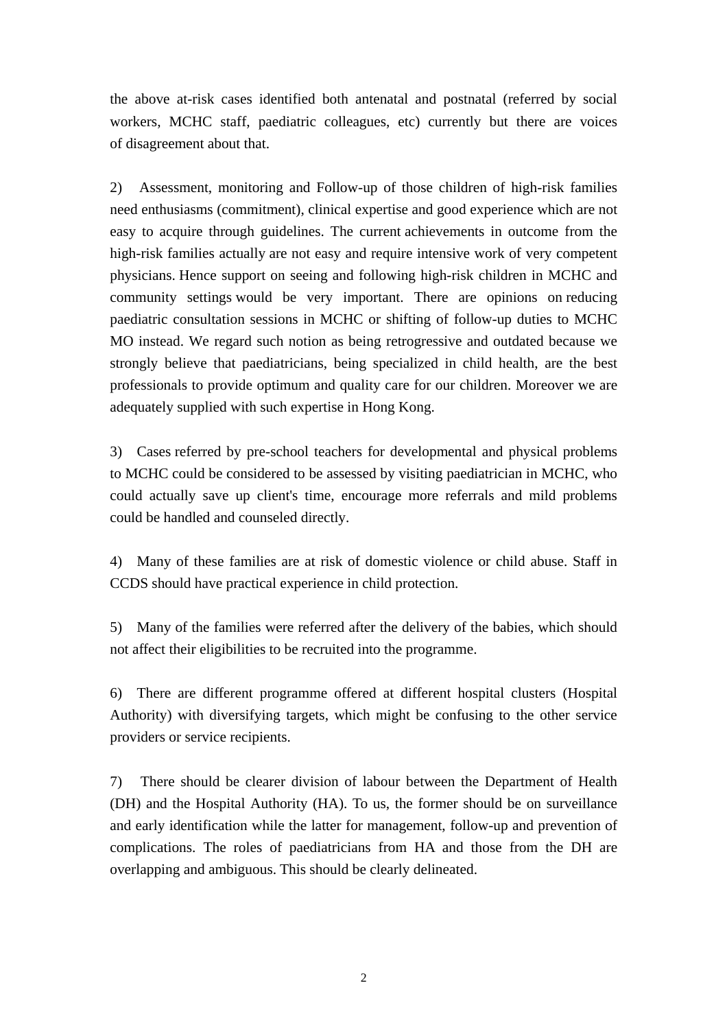the above at-risk cases identified both antenatal and postnatal (referred by social workers, MCHC staff, paediatric colleagues, etc) currently but there are voices of disagreement about that.

2) Assessment, monitoring and Follow-up of those children of high-risk families need enthusiasms (commitment), clinical expertise and good experience which are not easy to acquire through guidelines. The current achievements in outcome from the high-risk families actually are not easy and require intensive work of very competent physicians. Hence support on seeing and following high-risk children in MCHC and community settings would be very important. There are opinions on reducing paediatric consultation sessions in MCHC or shifting of follow-up duties to MCHC MO instead. We regard such notion as being retrogressive and outdated because we strongly believe that paediatricians, being specialized in child health, are the best professionals to provide optimum and quality care for our children. Moreover we are adequately supplied with such expertise in Hong Kong.

3) Cases referred by pre-school teachers for developmental and physical problems to MCHC could be considered to be assessed by visiting paediatrician in MCHC, who could actually save up client's time, encourage more referrals and mild problems could be handled and counseled directly.

4) Many of these families are at risk of domestic violence or child abuse. Staff in CCDS should have practical experience in child protection.

5) Many of the families were referred after the delivery of the babies, which should not affect their eligibilities to be recruited into the programme.

6) There are different programme offered at different hospital clusters (Hospital Authority) with diversifying targets, which might be confusing to the other service providers or service recipients.

7) There should be clearer division of labour between the Department of Health (DH) and the Hospital Authority (HA). To us, the former should be on surveillance and early identification while the latter for management, follow-up and prevention of complications. The roles of paediatricians from HA and those from the DH are overlapping and ambiguous. This should be clearly delineated.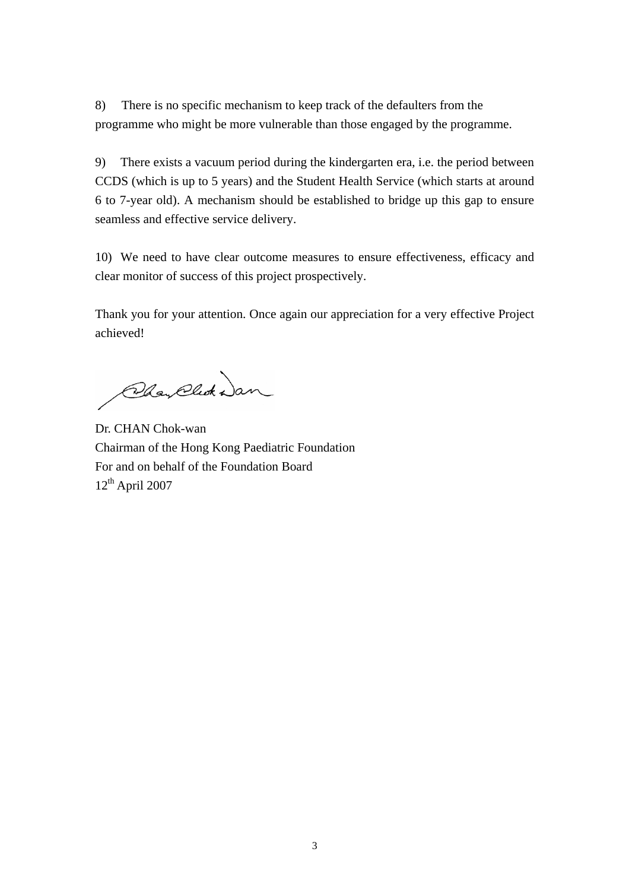8) There is no specific mechanism to keep track of the defaulters from the programme who might be more vulnerable than those engaged by the programme.

9) There exists a vacuum period during the kindergarten era, i.e. the period between CCDS (which is up to 5 years) and the Student Health Service (which starts at around 6 to 7-year old). A mechanism should be established to bridge up this gap to ensure seamless and effective service delivery.

10) We need to have clear outcome measures to ensure effectiveness, efficacy and clear monitor of success of this project prospectively.

Thank you for your attention. Once again our appreciation for a very effective Project achieved!

Dr. CHAN Chok-wan
Chairman of the Hong Kong Paediatric Foundation
For and on behalf of the Foundation Board
12th April 2007